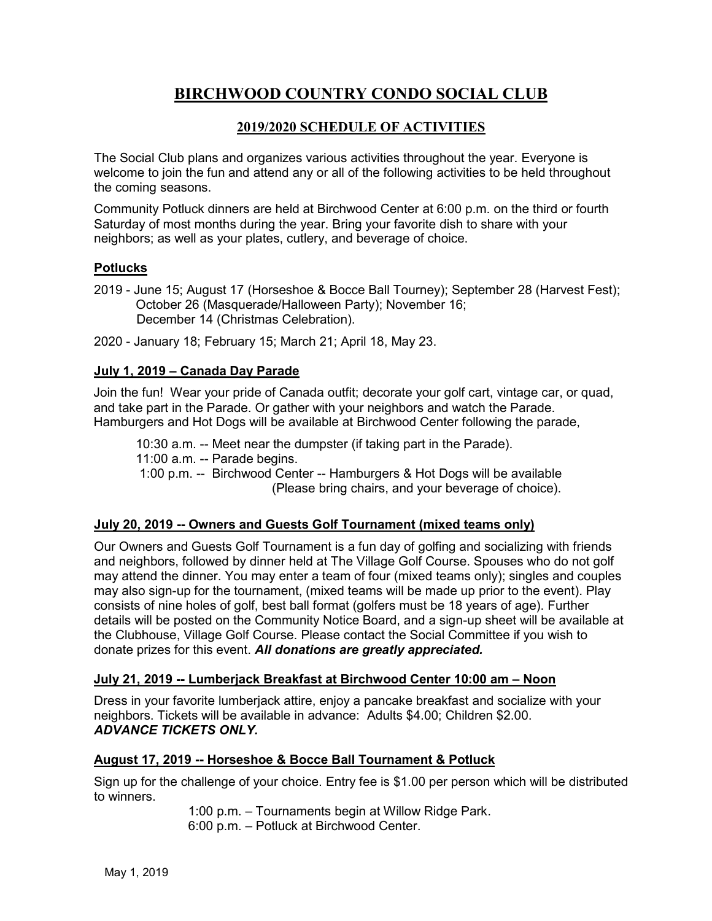# BIRCHWOOD COUNTRY CONDO SOCIAL CLUB

## 2019/2020 SCHEDULE OF ACTIVITIES

The Social Club plans and organizes various activities throughout the year. Everyone is welcome to join the fun and attend any or all of the following activities to be held throughout the coming seasons.

Community Potluck dinners are held at Birchwood Center at 6:00 p.m. on the third or fourth Saturday of most months during the year. Bring your favorite dish to share with your neighbors; as well as your plates, cutlery, and beverage of choice.

### Potlucks

2019 - June 15; August 17 (Horseshoe & Bocce Ball Tourney); September 28 (Harvest Fest); October 26 (Masquerade/Halloween Party); November 16; December 14 (Christmas Celebration).

2020 - January 18; February 15; March 21; April 18, May 23.

### July 1, 2019 – Canada Day Parade

Join the fun! Wear your pride of Canada outfit; decorate your golf cart, vintage car, or quad, and take part in the Parade. Or gather with your neighbors and watch the Parade. Hamburgers and Hot Dogs will be available at Birchwood Center following the parade,

10:30 a.m. -- Meet near the dumpster (if taking part in the Parade).
11:00 a.m. -- Parade begins.
1:00 p.m. -- Birchwood Center -- Hamburgers & Hot Dogs will be available (Please bring chairs, and your beverage of choice).

### July 20, 2019 -- Owners and Guests Golf Tournament (mixed teams only)

Our Owners and Guests Golf Tournament is a fun day of golfing and socializing with friends and neighbors, followed by dinner held at The Village Golf Course. Spouses who do not golf may attend the dinner. You may enter a team of four (mixed teams only); singles and couples may also sign-up for the tournament, (mixed teams will be made up prior to the event). Play consists of nine holes of golf, best ball format (golfers must be 18 years of age). Further details will be posted on the Community Notice Board, and a sign-up sheet will be available at the Clubhouse, Village Golf Course. Please contact the Social Committee if you wish to donate prizes for this event. ***All donations are greatly appreciated.***

### July 21, 2019 -- Lumberjack Breakfast at Birchwood Center 10:00 am – Noon

Dress in your favorite lumberjack attire, enjoy a pancake breakfast and socialize with your neighbors. Tickets will be available in advance: Adults $4.00; Children $2.00.
***ADVANCE TICKETS ONLY.***

### August 17, 2019 -- Horseshoe & Bocce Ball Tournament & Potluck

Sign up for the challenge of your choice. Entry fee is $1.00 per person which will be distributed to winners.

1:00 p.m. – Tournaments begin at Willow Ridge Park.
6:00 p.m. – Potluck at Birchwood Center.

May 1, 2019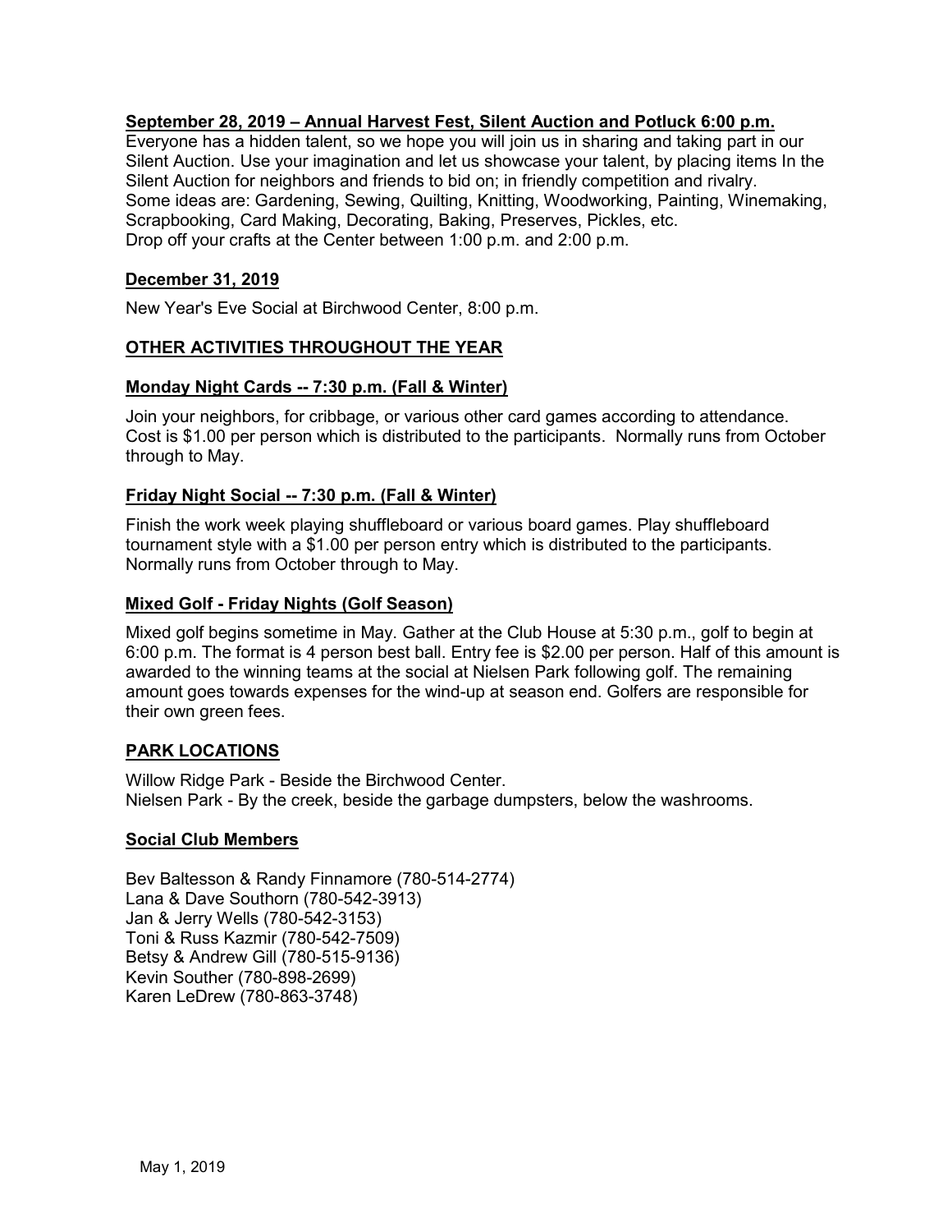**September 28, 2019 – Annual Harvest Fest, Silent Auction and Potluck 6:00 p.m.**

Everyone has a hidden talent, so we hope you will join us in sharing and taking part in our Silent Auction. Use your imagination and let us showcase your talent, by placing items In the Silent Auction for neighbors and friends to bid on; in friendly competition and rivalry.
Some ideas are: Gardening, Sewing, Quilting, Knitting, Woodworking, Painting, Winemaking, Scrapbooking, Card Making, Decorating, Baking, Preserves, Pickles, etc.
Drop off your crafts at the Center between 1:00 p.m. and 2:00 p.m.

**December 31, 2019**

New Year's Eve Social at Birchwood Center, 8:00 p.m.

## OTHER ACTIVITIES THROUGHOUT THE YEAR

**Monday Night Cards -- 7:30 p.m. (Fall & Winter)**

Join your neighbors, for cribbage, or various other card games according to attendance. Cost is $1.00 per person which is distributed to the participants. Normally runs from October through to May.

**Friday Night Social -- 7:30 p.m. (Fall & Winter)**

Finish the work week playing shuffleboard or various board games. Play shuffleboard tournament style with a $1.00 per person entry which is distributed to the participants. Normally runs from October through to May.

**Mixed Golf - Friday Nights (Golf Season)**

Mixed golf begins sometime in May. Gather at the Club House at 5:30 p.m., golf to begin at 6:00 p.m. The format is 4 person best ball. Entry fee is $2.00 per person. Half of this amount is awarded to the winning teams at the social at Nielsen Park following golf. The remaining amount goes towards expenses for the wind-up at season end. Golfers are responsible for their own green fees.

## PARK LOCATIONS

Willow Ridge Park - Beside the Birchwood Center.
Nielsen Park - By the creek, beside the garbage dumpsters, below the washrooms.

**Social Club Members**

Bev Baltesson & Randy Finnamore (780-514-2774)
Lana & Dave Southorn (780-542-3913)
Jan & Jerry Wells (780-542-3153)
Toni & Russ Kazmir (780-542-7509)
Betsy & Andrew Gill (780-515-9136)
Kevin Souther (780-898-2699)
Karen LeDrew (780-863-3748)

May 1, 2019